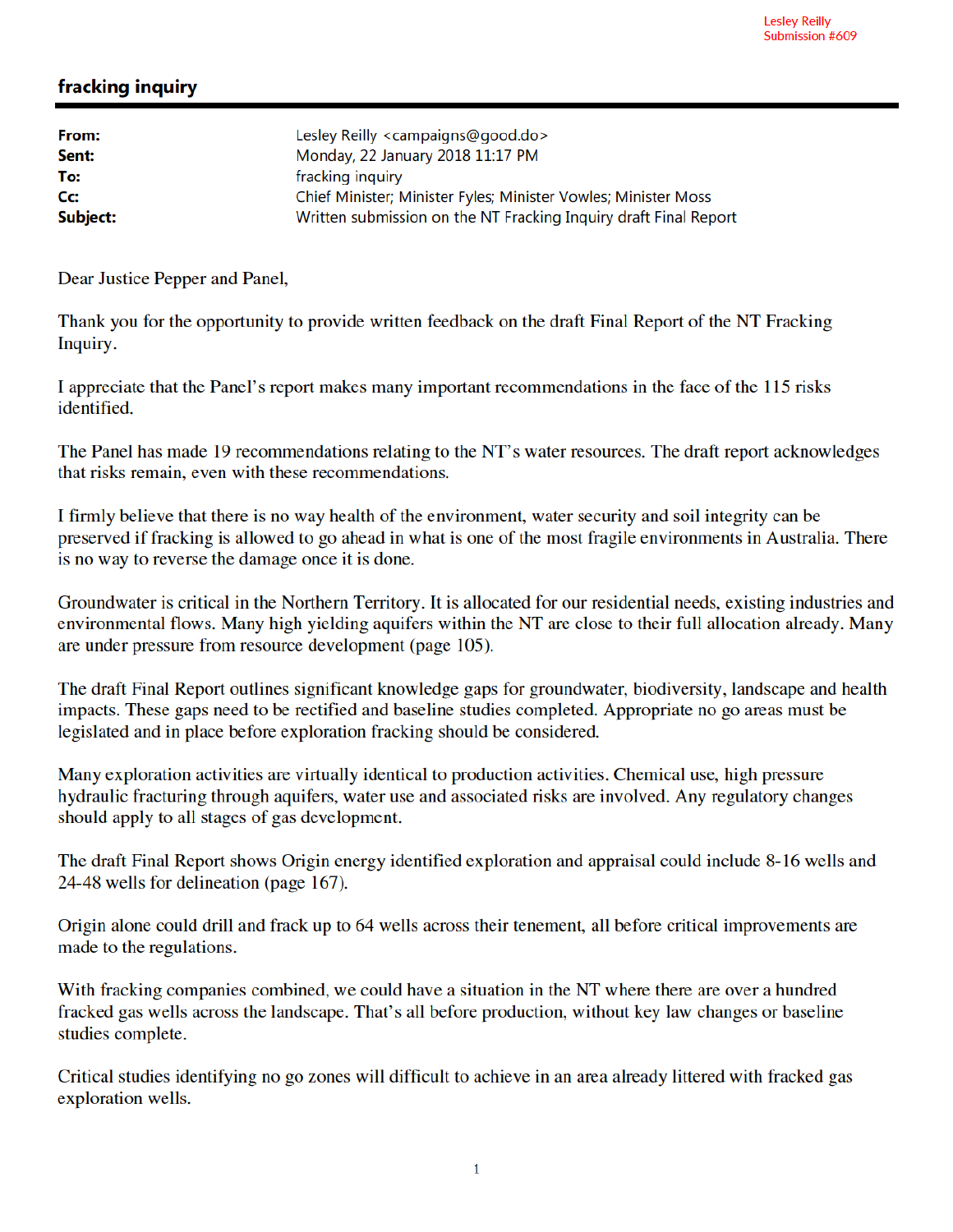Lesley Reilly
Submission #609

## fracking inquiry

| | |
|---|---|
| **From:** | Lesley Reilly <campaigns@good.do> |
| **Sent:** | Monday, 22 January 2018 11:17 PM |
| **To:** | fracking inquiry |
| **Cc:** | Chief Minister; Minister Fyles; Minister Vowles; Minister Moss |
| **Subject:** | Written submission on the NT Fracking Inquiry draft Final Report |

Dear Justice Pepper and Panel,

Thank you for the opportunity to provide written feedback on the draft Final Report of the NT Fracking Inquiry.

I appreciate that the Panel's report makes many important recommendations in the face of the 115 risks identified.

The Panel has made 19 recommendations relating to the NT's water resources. The draft report acknowledges that risks remain, even with these recommendations.

I firmly believe that there is no way health of the environment, water security and soil integrity can be preserved if fracking is allowed to go ahead in what is one of the most fragile environments in Australia. There is no way to reverse the damage once it is done.

Groundwater is critical in the Northern Territory. It is allocated for our residential needs, existing industries and environmental flows. Many high yielding aquifers within the NT are close to their full allocation already. Many are under pressure from resource development (page 105).

The draft Final Report outlines significant knowledge gaps for groundwater, biodiversity, landscape and health impacts. These gaps need to be rectified and baseline studies completed. Appropriate no go areas must be legislated and in place before exploration fracking should be considered.

Many exploration activities are virtually identical to production activities. Chemical use, high pressure hydraulic fracturing through aquifers, water use and associated risks are involved. Any regulatory changes should apply to all stages of gas development.

The draft Final Report shows Origin energy identified exploration and appraisal could include 8-16 wells and 24-48 wells for delineation (page 167).

Origin alone could drill and frack up to 64 wells across their tenement, all before critical improvements are made to the regulations.

With fracking companies combined, we could have a situation in the NT where there are over a hundred fracked gas wells across the landscape. That's all before production, without key law changes or baseline studies complete.

Critical studies identifying no go zones will difficult to achieve in an area already littered with fracked gas exploration wells.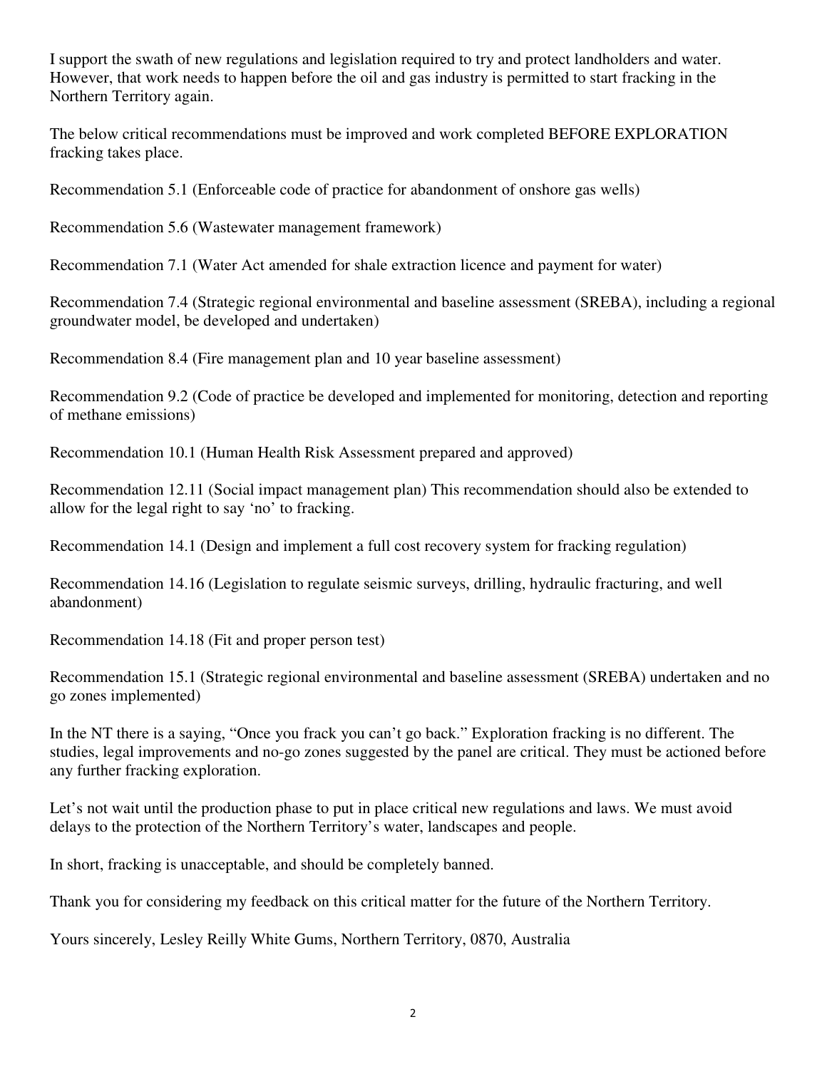I support the swath of new regulations and legislation required to try and protect landholders and water. However, that work needs to happen before the oil and gas industry is permitted to start fracking in the Northern Territory again.

The below critical recommendations must be improved and work completed BEFORE EXPLORATION fracking takes place.

Recommendation 5.1 (Enforceable code of practice for abandonment of onshore gas wells)

Recommendation 5.6 (Wastewater management framework)

Recommendation 7.1 (Water Act amended for shale extraction licence and payment for water)

Recommendation 7.4 (Strategic regional environmental and baseline assessment (SREBA), including a regional groundwater model, be developed and undertaken)

Recommendation 8.4 (Fire management plan and 10 year baseline assessment)

Recommendation 9.2 (Code of practice be developed and implemented for monitoring, detection and reporting of methane emissions)

Recommendation 10.1 (Human Health Risk Assessment prepared and approved)

Recommendation 12.11 (Social impact management plan) This recommendation should also be extended to allow for the legal right to say 'no' to fracking.

Recommendation 14.1 (Design and implement a full cost recovery system for fracking regulation)

Recommendation 14.16 (Legislation to regulate seismic surveys, drilling, hydraulic fracturing, and well abandonment)

Recommendation 14.18 (Fit and proper person test)

Recommendation 15.1 (Strategic regional environmental and baseline assessment (SREBA) undertaken and no go zones implemented)

In the NT there is a saying, "Once you frack you can't go back." Exploration fracking is no different. The studies, legal improvements and no-go zones suggested by the panel are critical. They must be actioned before any further fracking exploration.

Let's not wait until the production phase to put in place critical new regulations and laws. We must avoid delays to the protection of the Northern Territory's water, landscapes and people.

In short, fracking is unacceptable, and should be completely banned.

Thank you for considering my feedback on this critical matter for the future of the Northern Territory.

Yours sincerely, Lesley Reilly White Gums, Northern Territory, 0870, Australia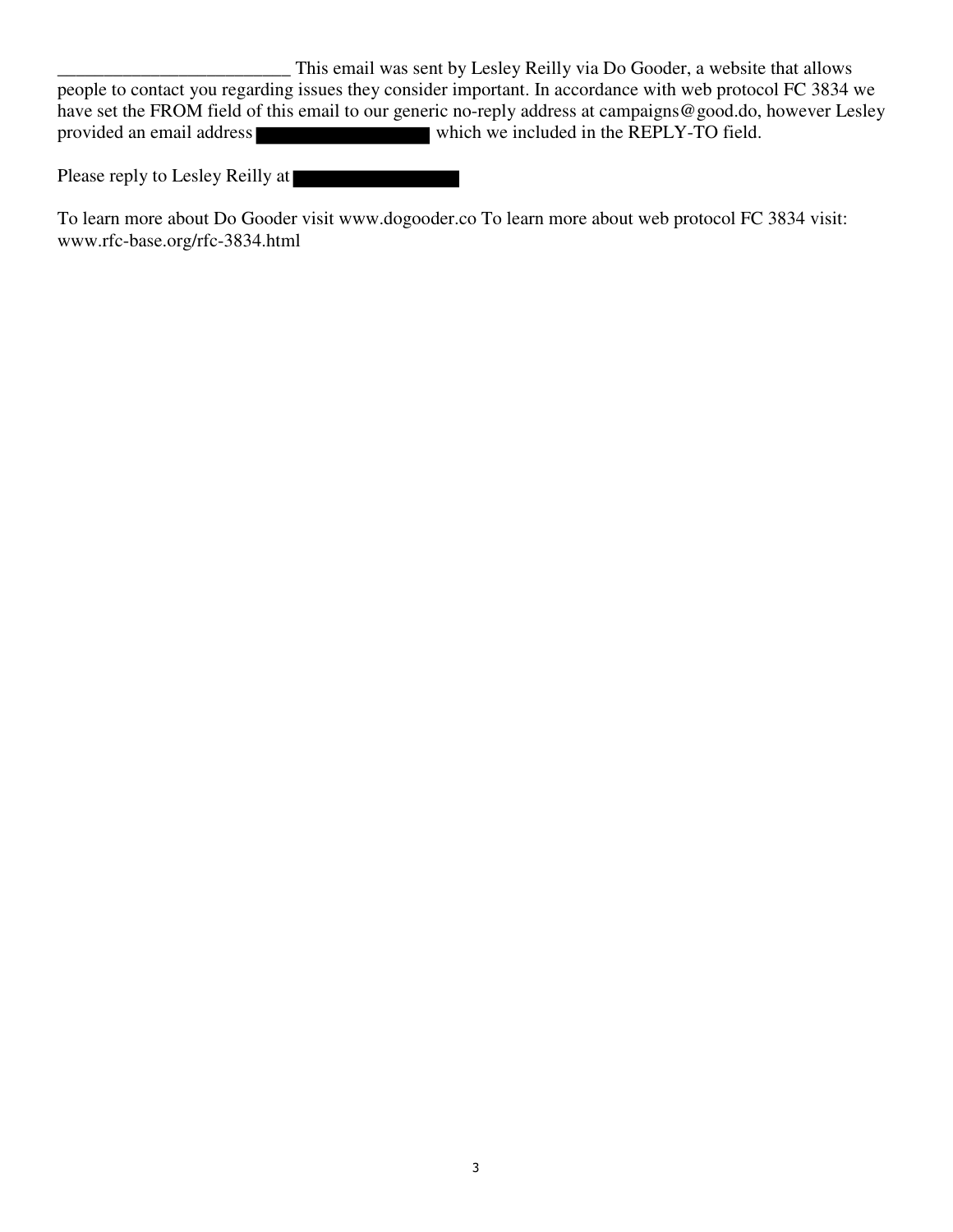_________________________ This email was sent by Lesley Reilly via Do Gooder, a website that allows people to contact you regarding issues they consider important. In accordance with web protocol FC 3834 we have set the FROM field of this email to our generic no-reply address at campaigns@good.do, however Lesley provided an email address ██████████ which we included in the REPLY-TO field.

Please reply to Lesley Reilly at ██████████

To learn more about Do Gooder visit www.dogooder.co To learn more about web protocol FC 3834 visit: www.rfc-base.org/rfc-3834.html